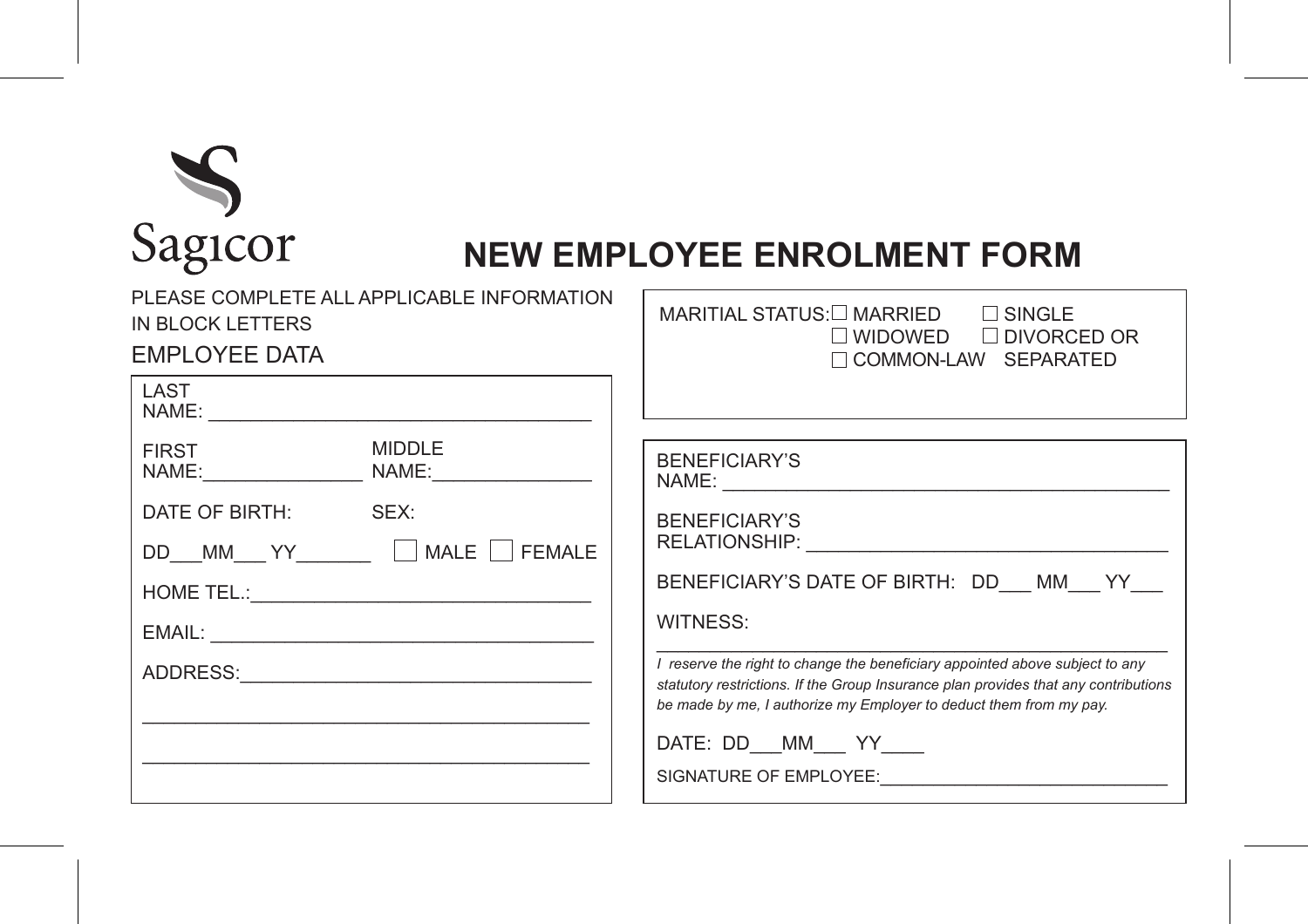Sagicor

# NEW EMPLOYEE ENROLMENT FORM

PLEASE COMPLETE ALL APPLICABLE INFORMATION IN BLOCK LETTERS

## EMPLOYEE DATA

LAST NAME: ____________________________________

FIRST NAME:_______________ MIDDLE NAME:_______________

DATE OF BIRTH: DD___MM___ YY_______

SEX: ☐ MALE ☐ FEMALE

HOME TEL.:________________________________

EMAIL: ____________________________________

ADDRESS:__________________________________

___________________________________________

___________________________________________

MARITIAL STATUS: ☐ MARRIED ☐ SINGLE ☐ WIDOWED ☐ DIVORCED OR SEPARATED ☐ COMMON-LAW

BENEFICIARY'S NAME: ____________________________________________

BENEFICIARY'S RELATIONSHIP: ___________________________________

BENEFICIARY'S DATE OF BIRTH: DD___ MM___ YY___

WITNESS:

_________________________________________________________

*I reserve the right to change the beneficiary appointed above subject to any statutory restrictions. If the Group Insurance plan provides that any contributions be made by me, I authorize my Employer to deduct them from my pay.*

DATE: DD___MM___ YY____

SIGNATURE OF EMPLOYEE:_____________________________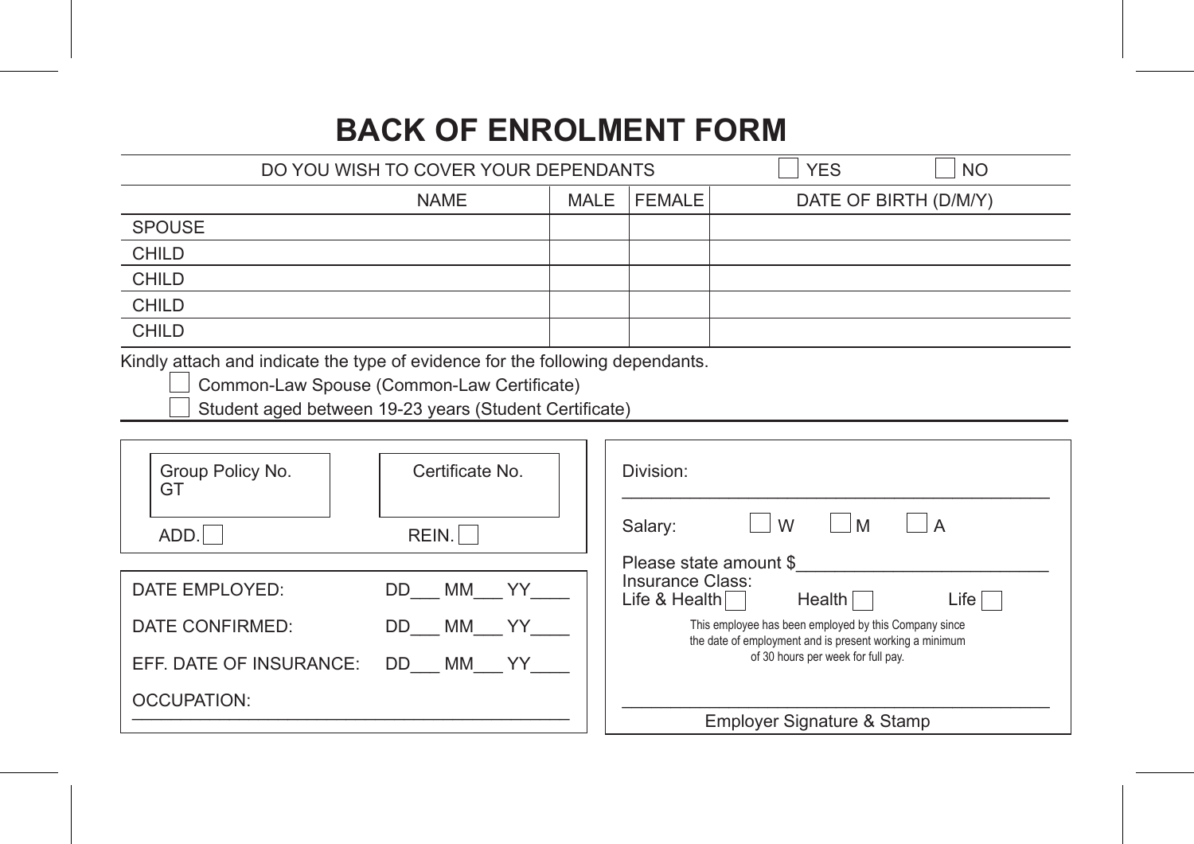# BACK OF ENROLMENT FORM

DO YOU WISH TO COVER YOUR DEPENDANTS ☐ YES ☐ NO

| | NAME | MALE | FEMALE | DATE OF BIRTH (D/M/Y) |
|---|---|---|---|---|
| SPOUSE | | | | |
| CHILD | | | | |
| CHILD | | | | |
| CHILD | | | | |
| CHILD | | | | |

Kindly attach and indicate the type of evidence for the following dependants.

☐ Common-Law Spouse (Common-Law Certificate)

☐ Student aged between 19-23 years (Student Certificate)

Group Policy No. GT

Certificate No.

ADD. ☐ REIN. ☐

DATE EMPLOYED: DD___ MM___ YY____

DATE CONFIRMED: DD___ MM___ YY____

EFF. DATE OF INSURANCE: DD___ MM___ YY____

OCCUPATION: ____________________________________________

Division: ____________________________________________

Salary: ☐ W ☐ M ☐ A

Please state amount $__________________________

Insurance Class:
Life & Health ☐ Health ☐ Life ☐

This employee has been employed by this Company since the date of employment and is present working a minimum of 30 hours per week for full pay.

____________________________________________
Employer Signature & Stamp